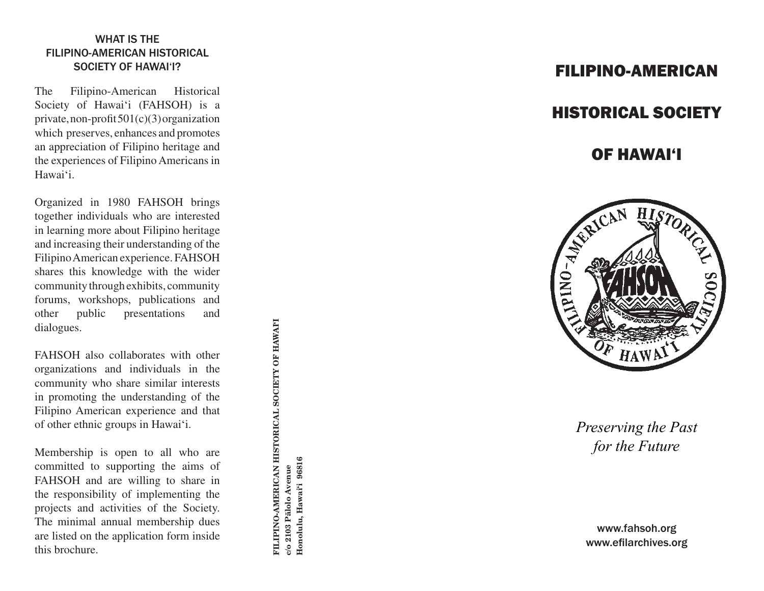## WHAT IS THE FILIPINO-AMERICAN HISTORICAL SOCIETY OF HAWAI'I?

The Filipino-American Historical Society of Hawai'i (FAHSOH) is a private, non-profit 501(c)(3) organization which preserves, enhances and promotes an appreciation of Filipino heritage and the experiences of Filipino Americans in Hawai'i.

Organized in 1980 FAHSOH brings together individuals who are interested in learning more about Filipino heritage and increasing their understanding of the Filipino American experience. FAHSOH shares this knowledge with the wider community through exhibits, community forums, workshops, publications and other public presentations and dialogues.

FAHSOH also collaborates with other organizations and individuals in the community who share similar interests in promoting the understanding of the Filipino American experience and that of other ethnic groups in Hawai'i.

Membership is open to all who are committed to supporting the aims of FAHSOH and are willing to share in the responsibility of implementing the projects and activities of the Society. The minimal annual membership dues are listed on the application form inside this brochure.

**FILIPINO-AMERICAN HISTORICAL SOCIETY OF HAWAI'I**
**c/o 2103 Pālolo Avenue**
**Honolulu, Hawai'i 96816**

# FILIPINO-AMERICAN HISTORICAL SOCIETY OF HAWAI'I

*Preserving the Past for the Future*

www.fahsoh.org
www.efilarchives.org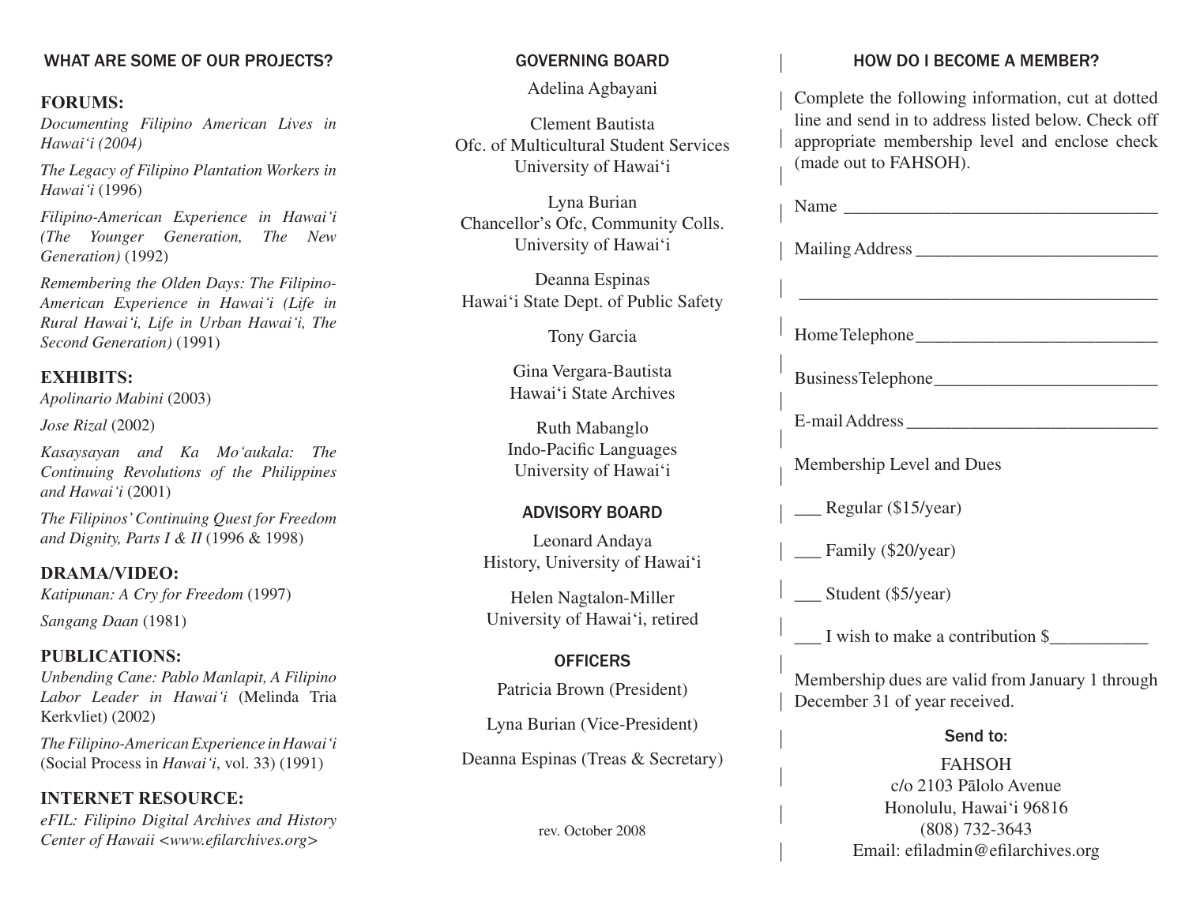## WHAT ARE SOME OF OUR PROJECTS?

### FORUMS:

*Documenting Filipino American Lives in Hawai'i (2004)*

*The Legacy of Filipino Plantation Workers in Hawai'i* (1996)

*Filipino-American Experience in Hawai'i (The Younger Generation, The New Generation)* (1992)

*Remembering the Olden Days: The Filipino-American Experience in Hawai'i (Life in Rural Hawai'i, Life in Urban Hawai'i, The Second Generation)* (1991)

### EXHIBITS:

*Apolinario Mabini* (2003)

*Jose Rizal* (2002)

*Kasaysayan and Ka Mo'aukala: The Continuing Revolutions of the Philippines and Hawai'i* (2001)

*The Filipinos' Continuing Quest for Freedom and Dignity, Parts I & II* (1996 & 1998)

### DRAMA/VIDEO:

*Katipunan: A Cry for Freedom* (1997)

*Sangang Daan* (1981)

### PUBLICATIONS:

*Unbending Cane: Pablo Manlapit, A Filipino Labor Leader in Hawai'i* (Melinda Tria Kerkvliet) (2002)

*The Filipino-American Experience in Hawai'i* (Social Process in *Hawai'i*, vol. 33) (1991)

### INTERNET RESOURCE:

*eFIL: Filipino Digital Archives and History Center of Hawaii <www.efilarchives.org>*

## GOVERNING BOARD

Adelina Agbayani

Clement Bautista
Ofc. of Multicultural Student Services
University of Hawai'i

Lyna Burian
Chancellor's Ofc, Community Colls.
University of Hawai'i

Deanna Espinas
Hawai'i State Dept. of Public Safety

Tony Garcia

Gina Vergara-Bautista
Hawai'i State Archives

Ruth Mabanglo
Indo-Pacific Languages
University of Hawai'i

## ADVISORY BOARD

Leonard Andaya
History, University of Hawai'i

Helen Nagtalon-Miller
University of Hawai'i, retired

## OFFICERS

Patricia Brown (President)

Lyna Burian (Vice-President)

Deanna Espinas (Treas & Secretary)

rev. October 2008

## HOW DO I BECOME A MEMBER?

Complete the following information, cut at dotted line and send in to address listed below. Check off appropriate membership level and enclose check (made out to FAHSOH).

Name ___________________________________

Mailing Address ___________________________

_________________________________________

Home Telephone ___________________________

Business Telephone _________________________

E-mail Address ____________________________

Membership Level and Dues

___ Regular ($15/year)

___ Family ($20/year)

___ Student ($5/year)

___ I wish to make a contribution $___________

Membership dues are valid from January 1 through December 31 of year received.

**Send to:**

FAHSOH
c/o 2103 Pālolo Avenue
Honolulu, Hawai'i 96816
(808) 732-3643
Email: efiladmin@efilarchives.org